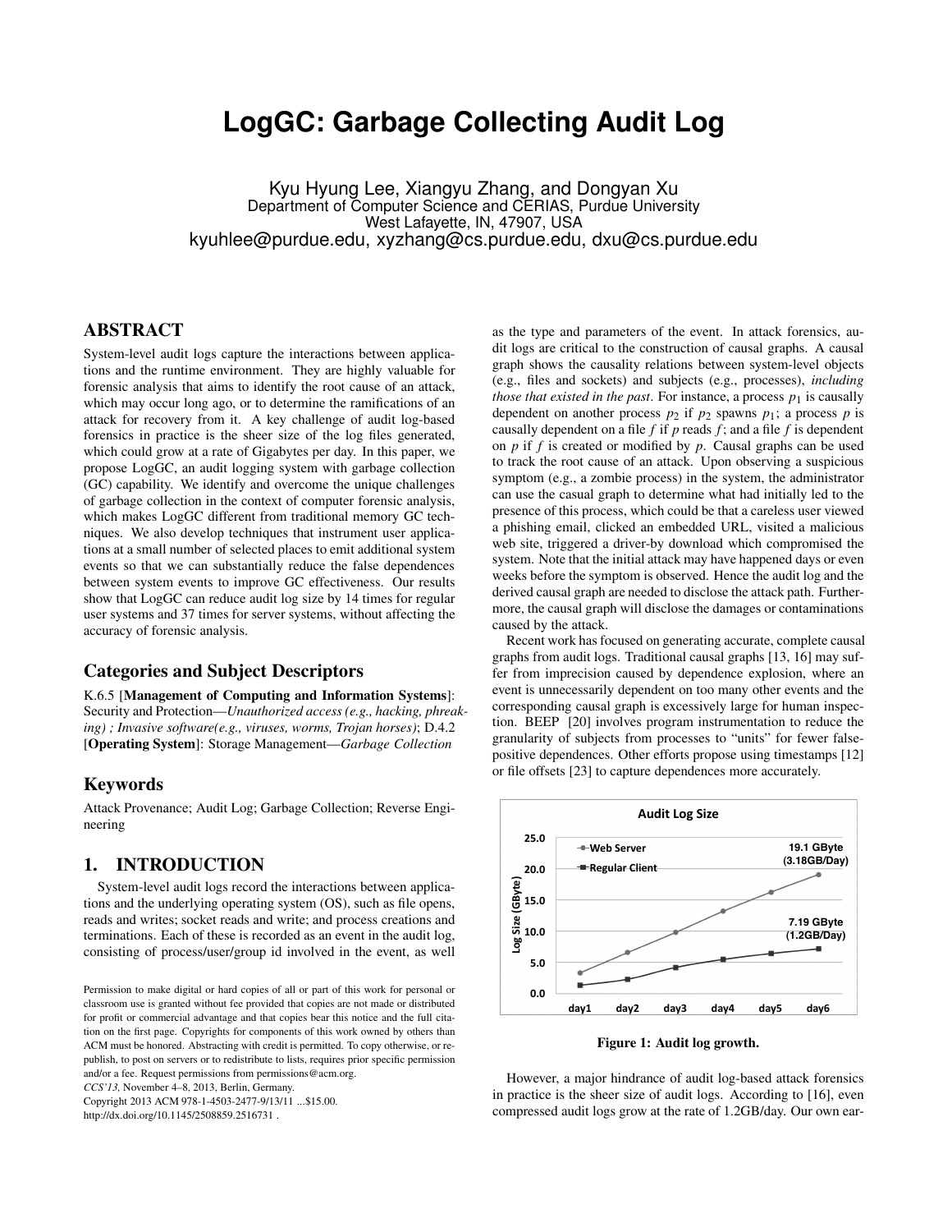# LogGC: Garbage Collecting Audit Log

Kyu Hyung Lee, Xiangyu Zhang, and Dongyan Xu
Department of Computer Science and CERIAS, Purdue University
West Lafayette, IN, 47907, USA
kyuhlee@purdue.edu, xyzhang@cs.purdue.edu, dxu@cs.purdue.edu

## ABSTRACT

System-level audit logs capture the interactions between applications and the runtime environment. They are highly valuable for forensic analysis that aims to identify the root cause of an attack, which may occur long ago, or to determine the ramifications of an attack for recovery from it. A key challenge of audit log-based forensics in practice is the sheer size of the log files generated, which could grow at a rate of Gigabytes per day. In this paper, we propose LogGC, an audit logging system with garbage collection (GC) capability. We identify and overcome the unique challenges of garbage collection in the context of computer forensic analysis, which makes LogGC different from traditional memory GC techniques. We also develop techniques that instrument user applications at a small number of selected places to emit additional system events so that we can substantially reduce the false dependences between system events to improve GC effectiveness. Our results show that LogGC can reduce audit log size by 14 times for regular user systems and 37 times for server systems, without affecting the accuracy of forensic analysis.

## Categories and Subject Descriptors

K.6.5 [**Management of Computing and Information Systems**]: Security and Protection—*Unauthorized access (e.g., hacking, phreaking) ; Invasive software(e.g., viruses, worms, Trojan horses)*; D.4.2 [**Operating System**]: Storage Management—*Garbage Collection*

## Keywords

Attack Provenance; Audit Log; Garbage Collection; Reverse Engineering

## 1. INTRODUCTION

System-level audit logs record the interactions between applications and the underlying operating system (OS), such as file opens, reads and writes; socket reads and write; and process creations and terminations. Each of these is recorded as an event in the audit log, consisting of process/user/group id involved in the event, as well as the type and parameters of the event. In attack forensics, audit logs are critical to the construction of causal graphs. A causal graph shows the causality relations between system-level objects (e.g., files and sockets) and subjects (e.g., processes), *including those that existed in the past*. For instance, a process $p_1$ is causally dependent on another process $p_2$ if $p_2$ spawns $p_1$; a process $p$ is causally dependent on a file $f$ if $p$ reads $f$; and a file $f$ is dependent on $p$ if $f$ is created or modified by $p$. Causal graphs can be used to track the root cause of an attack. Upon observing a suspicious symptom (e.g., a zombie process) in the system, the administrator can use the casual graph to determine what had initially led to the presence of this process, which could be that a careless user viewed a phishing email, clicked an embedded URL, visited a malicious web site, triggered a driver-by download which compromised the system. Note that the initial attack may have happened days or even weeks before the symptom is observed. Hence the audit log and the derived causal graph are needed to disclose the attack path. Furthermore, the causal graph will disclose the damages or contaminations caused by the attack.

Recent work has focused on generating accurate, complete causal graphs from audit logs. Traditional causal graphs [13, 16] may suffer from imprecision caused by dependence explosion, where an event is unnecessarily dependent on too many other events and the corresponding causal graph is excessively large for human inspection. BEEP [20] involves program instrumentation to reduce the granularity of subjects from processes to "units" for fewer false-positive dependences. Other efforts propose using timestamps [12] or file offsets [23] to capture dependences more accurately.

**Figure 1: Audit log growth.**

However, a major hindrance of audit log-based attack forensics in practice is the sheer size of audit logs. According to [16], even compressed audit logs grow at the rate of 1.2GB/day. Our own ear-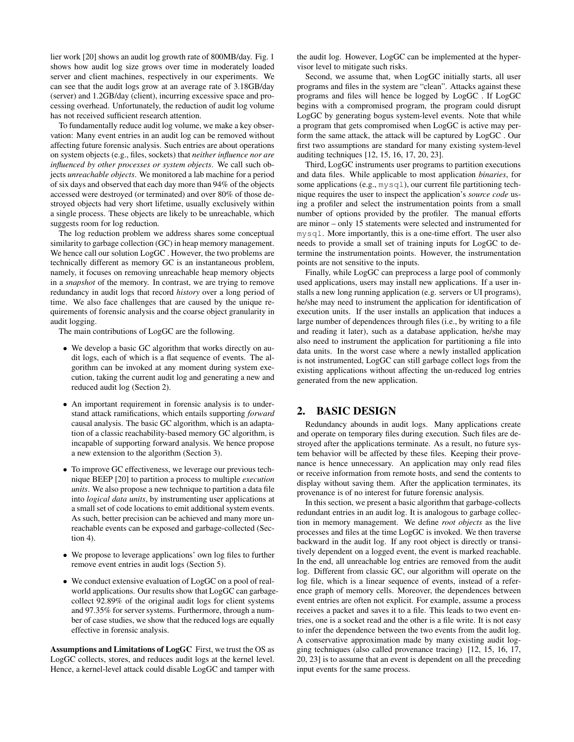lier work [20] shows an audit log growth rate of 800MB/day. Fig. 1 shows how audit log size grows over time in moderately loaded server and client machines, respectively in our experiments. We can see that the audit logs grow at an average rate of 3.18GB/day (server) and 1.2GB/day (client), incurring excessive space and processing overhead. Unfortunately, the reduction of audit log volume has not received sufficient research attention.

To fundamentally reduce audit log volume, we make a key observation: Many event entries in an audit log can be removed without affecting future forensic analysis. Such entries are about operations on system objects (e.g., files, sockets) that *neither influence nor are influenced by other processes or system objects*. We call such objects *unreachable objects*. We monitored a lab machine for a period of six days and observed that each day more than 94% of the objects accessed were destroyed (or terminated) and over 80% of those destroyed objects had very short lifetime, usually exclusively within a single process. These objects are likely to be unreachable, which suggests room for log reduction.

The log reduction problem we address shares some conceptual similarity to garbage collection (GC) in heap memory management. We hence call our solution LogGC . However, the two problems are technically different as memory GC is an instantaneous problem, namely, it focuses on removing unreachable heap memory objects in a *snapshot* of the memory. In contrast, we are trying to remove redundancy in audit logs that record *history* over a long period of time. We also face challenges that are caused by the unique requirements of forensic analysis and the coarse object granularity in audit logging.

The main contributions of LogGC are the following.

- We develop a basic GC algorithm that works directly on audit logs, each of which is a flat sequence of events. The algorithm can be invoked at any moment during system execution, taking the current audit log and generating a new and reduced audit log (Section 2).
- An important requirement in forensic analysis is to understand attack ramifications, which entails supporting *forward* causal analysis. The basic GC algorithm, which is an adaptation of a classic reachability-based memory GC algorithm, is incapable of supporting forward analysis. We hence propose a new extension to the algorithm (Section 3).
- To improve GC effectiveness, we leverage our previous technique BEEP [20] to partition a process to multiple *execution units*. We also propose a new technique to partition a data file into *logical data units*, by instrumenting user applications at a small set of code locations to emit additional system events. As such, better precision can be achieved and many more unreachable events can be exposed and garbage-collected (Section 4).
- We propose to leverage applications' own log files to further remove event entries in audit logs (Section 5).
- We conduct extensive evaluation of LogGC on a pool of real-world applications. Our results show that LogGC can garbage-collect 92.89% of the original audit logs for client systems and 97.35% for server systems. Furthermore, through a number of case studies, we show that the reduced logs are equally effective in forensic analysis.

**Assumptions and Limitations of LogGC** First, we trust the OS as LogGC collects, stores, and reduces audit logs at the kernel level. Hence, a kernel-level attack could disable LogGC and tamper with the audit log. However, LogGC can be implemented at the hypervisor level to mitigate such risks.

Second, we assume that, when LogGC initially starts, all user programs and files in the system are "clean". Attacks against these programs and files will hence be logged by LogGC . If LogGC begins with a compromised program, the program could disrupt LogGC by generating bogus system-level events. Note that while a program that gets compromised when LogGC is active may perform the same attack, the attack will be captured by LogGC . Our first two assumptions are standard for many existing system-level auditing techniques [12, 15, 16, 17, 20, 23].

Third, LogGC instruments user programs to partition executions and data files. While applicable to most application *binaries*, for some applications (e.g., `mysql`), our current file partitioning technique requires the user to inspect the application's *source code* using a profiler and select the instrumentation points from a small number of options provided by the profiler. The manual efforts are minor – only 15 statements were selected and instrumented for `mysql`. More importantly, this is a one-time effort. The user also needs to provide a small set of training inputs for LogGC to determine the instrumentation points. However, the instrumentation points are not sensitive to the inputs.

Finally, while LogGC can preprocess a large pool of commonly used applications, users may install new applications. If a user installs a new long running application (e.g. servers or UI programs), he/she may need to instrument the application for identification of execution units. If the user installs an application that induces a large number of dependences through files (i.e., by writing to a file and reading it later), such as a database application, he/she may also need to instrument the application for partitioning a file into data units. In the worst case where a newly installed application is not instrumented, LogGC can still garbage collect logs from the existing applications without affecting the un-reduced log entries generated from the new application.

## 2. BASIC DESIGN

Redundancy abounds in audit logs. Many applications create and operate on temporary files during execution. Such files are destroyed after the applications terminate. As a result, no future system behavior will be affected by these files. Keeping their provenance is hence unnecessary. An application may only read files or receive information from remote hosts, and send the contents to display without saving them. After the application terminates, its provenance is of no interest for future forensic analysis.

In this section, we present a basic algorithm that garbage-collects redundant entries in an audit log. It is analogous to garbage collection in memory management. We define *root objects* as the live processes and files at the time LogGC is invoked. We then traverse backward in the audit log. If any root object is directly or transitively dependent on a logged event, the event is marked reachable. In the end, all unreachable log entries are removed from the audit log. Different from classic GC, our algorithm will operate on the log file, which is a linear sequence of events, instead of a reference graph of memory cells. Moreover, the dependences between event entries are often not explicit. For example, assume a process receives a packet and saves it to a file. This leads to two event entries, one is a socket read and the other is a file write. It is not easy to infer the dependence between the two events from the audit log. A conservative approximation made by many existing audit logging techniques (also called provenance tracing) [12, 15, 16, 17, 20, 23] is to assume that an event is dependent on all the preceding input events for the same process.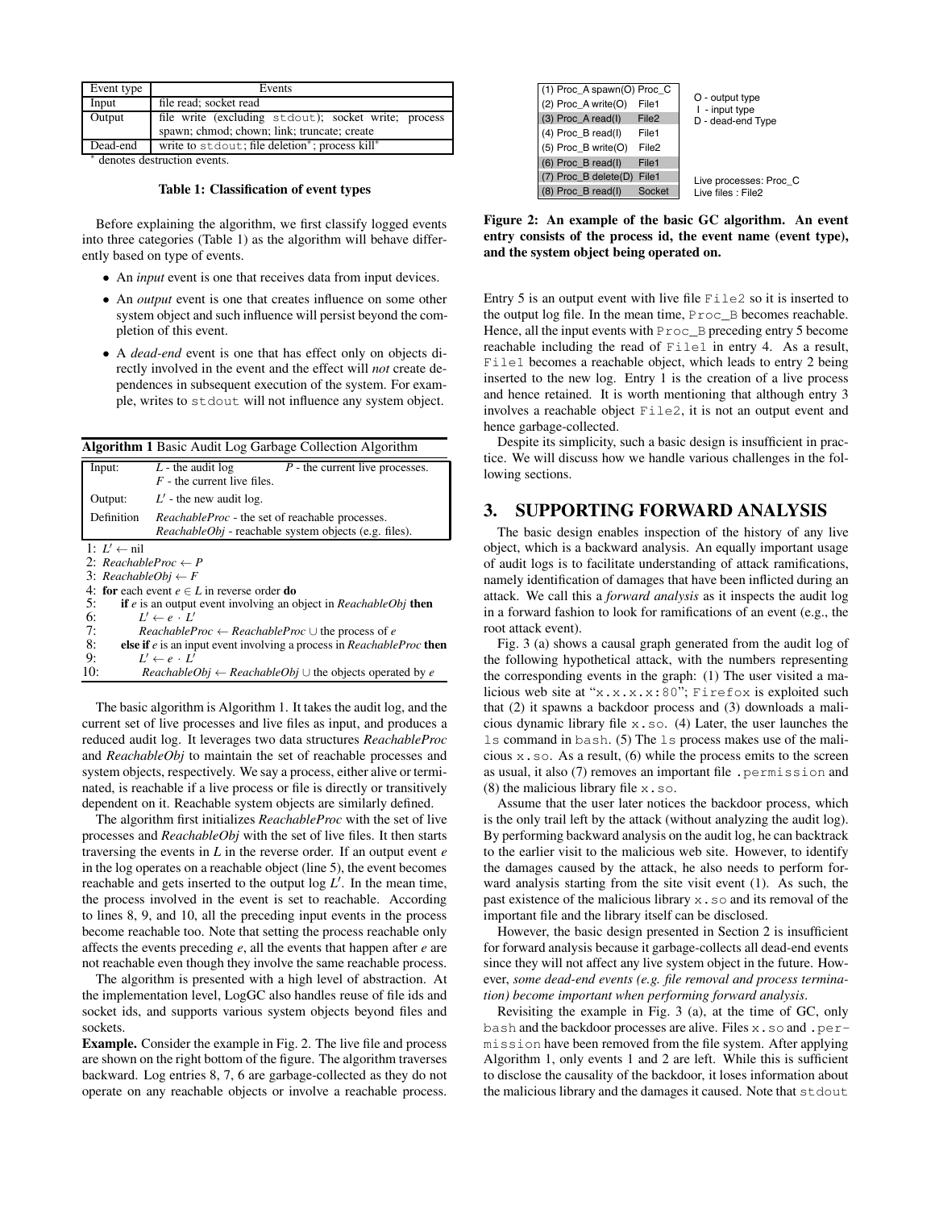| Event type | Events |
| --- | --- |
| Input | file read; socket read |
| Output | file write (excluding stdout); socket write; process spawn; chmod; chown; link; truncate; create |
| Dead-end | write to stdout; file deletion*; process kill* |

* denotes destruction events.

**Table 1: Classification of event types**

Before explaining the algorithm, we first classify logged events into three categories (Table 1) as the algorithm will behave differently based on type of events.

- An *input* event is one that receives data from input devices.
- An *output* event is one that creates influence on some other system object and such influence will persist beyond the completion of this event.
- A *dead-end* event is one that has effect only on objects directly involved in the event and the effect will *not* create dependences in subsequent execution of the system. For example, writes to stdout will not influence any system object.

**Algorithm 1** Basic Audit Log Garbage Collection Algorithm

| | | |
| --- | --- | --- |
| Input: | $L$ - the audit log<br>$F$ - the current live files. | $P$ - the current live processes. |
| Output: | $L'$ - the new audit log. | |
| Definition | *ReachableProc* - the set of reachable processes.<br>*ReachableObj* - reachable system objects (e.g. files). | |

```
1: L' ← nil
2: ReachableProc ← P
3: ReachableObj ← F
4: for each event e ∈ L in reverse order do
5:     if e is an output event involving an object in ReachableObj then
6:         L' ← e · L'
7:         ReachableProc ← ReachableProc ∪ the process of e
8:     else if e is an input event involving a process in ReachableProc then
9:         L' ← e · L'
10:        ReachableObj ← ReachableObj ∪ the objects operated by e
```

The basic algorithm is Algorithm 1. It takes the audit log, and the current set of live processes and live files as input, and produces a reduced audit log. It leverages two data structures *ReachableProc* and *ReachableObj* to maintain the set of reachable processes and system objects, respectively. We say a process, either alive or terminated, is reachable if a live process or file is directly or transitively dependent on it. Reachable system objects are similarly defined.

The algorithm first initializes *ReachableProc* with the set of live processes and *ReachableObj* with the set of live files. It then starts traversing the events in $L$ in the reverse order. If an output event $e$ in the log operates on a reachable object (line 5), the event becomes reachable and gets inserted to the output log $L'$. In the mean time, the process involved in the event is set to reachable. According to lines 8, 9, and 10, all the preceding input events in the process become reachable too. Note that setting the process reachable only affects the events preceding $e$, all the events that happen after $e$ are not reachable even though they involve the same reachable process.

The algorithm is presented with a high level of abstraction. At the implementation level, LogGC also handles reuse of file ids and socket ids, and supports various system objects beyond files and sockets.

**Example.** Consider the example in Fig. 2. The live file and process are shown on the right bottom of the figure. The algorithm traverses backward. Log entries 8, 7, 6 are garbage-collected as they do not operate on any reachable objects or involve a reachable process.

| | | |
| --- | --- | --- |
| (1) Proc_A spawn(O) | Proc_C | O - output type |
| (2) Proc_A write(O) | File1 | I - input type |
| (3) Proc_A read(I) | File2 | D - dead-end Type |
| (4) Proc_B read(I) | File1 | |
| (5) Proc_B write(O) | File2 | |
| (6) Proc_B read(I) | File1 | |
| (7) Proc_B delete(D) | File1 | Live processes: Proc_C |
| (8) Proc_B read(I) | Socket | Live files : File2 |

**Figure 2: An example of the basic GC algorithm. An event entry consists of the process id, the event name (event type), and the system object being operated on.**

Entry 5 is an output event with live file File2 so it is inserted to the output log file. In the mean time, Proc_B becomes reachable. Hence, all the input events with Proc_B preceding entry 5 become reachable including the read of File1 in entry 4. As a result, File1 becomes a reachable object, which leads to entry 2 being inserted to the new log. Entry 1 is the creation of a live process and hence retained. It is worth mentioning that although entry 3 involves a reachable object File2, it is not an output event and hence garbage-collected.

Despite its simplicity, such a basic design is insufficient in practice. We will discuss how we handle various challenges in the following sections.

## 3. SUPPORTING FORWARD ANALYSIS

The basic design enables inspection of the history of any live object, which is a backward analysis. An equally important usage of audit logs is to facilitate understanding of attack ramifications, namely identification of damages that have been inflicted during an attack. We call this a *forward analysis* as it inspects the audit log in a forward fashion to look for ramifications of an event (e.g., the root attack event).

Fig. 3 (a) shows a causal graph generated from the audit log of the following hypothetical attack, with the numbers representing the corresponding events in the graph: (1) The user visited a malicious web site at "x.x.x.x:80"; Firefox is exploited such that (2) it spawns a backdoor process and (3) downloads a malicious dynamic library file x.so. (4) Later, the user launches the ls command in bash. (5) The ls process makes use of the malicious x.so. As a result, (6) while the process emits to the screen as usual, it also (7) removes an important file .permission and (8) the malicious library file x.so.

Assume that the user later notices the backdoor process, which is the only trail left by the attack (without analyzing the audit log). By performing backward analysis on the audit log, he can backtrack to the earlier visit to the malicious web site. However, to identify the damages caused by the attack, he also needs to perform forward analysis starting from the site visit event (1). As such, the past existence of the malicious library x.so and its removal of the important file and the library itself can be disclosed.

However, the basic design presented in Section 2 is insufficient for forward analysis because it garbage-collects all dead-end events since they will not affect any live system object in the future. However, *some dead-end events (e.g. file removal and process termination) become important when performing forward analysis.*

Revisiting the example in Fig. 3 (a), at the time of GC, only bash and the backdoor processes are alive. Files x.so and .permission have been removed from the file system. After applying Algorithm 1, only events 1 and 2 are left. While this is sufficient to disclose the causality of the backdoor, it loses information about the malicious library and the damages it caused. Note that stdout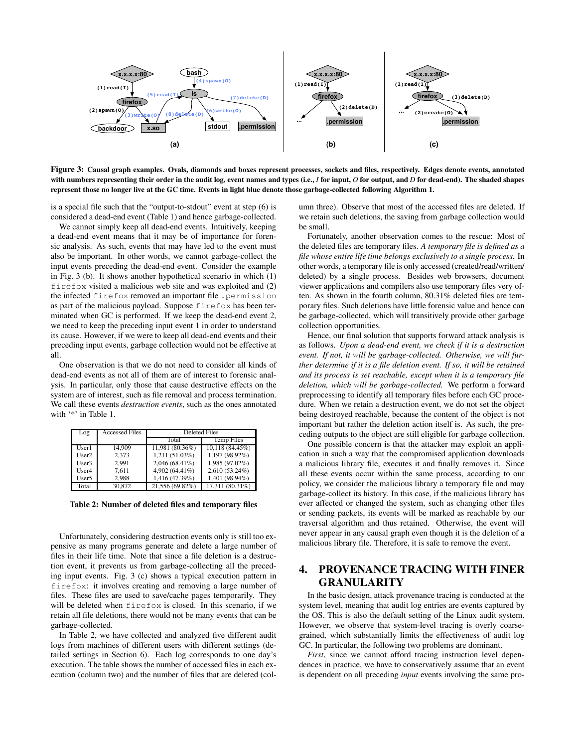(a)

(b)

(c)

**Figure 3: Causal graph examples. Ovals, diamonds and boxes represent processes, sockets and files, respectively. Edges denote events, annotated with numbers representing their order in the audit log, event names and types (i.e., *I* for input, *O* for output, and *D* for dead-end). The shaded shapes represent those no longer live at the GC time. Events in light blue denote those garbage-collected following Algorithm 1.**

is a special file such that the "output-to-stdout" event at step (6) is considered a dead-end event (Table 1) and hence garbage-collected.

We cannot simply keep all dead-end events. Intuitively, keeping a dead-end event means that it may be of importance for forensic analysis. As such, events that may have led to the event must also be important. In other words, we cannot garbage-collect the input events preceding the dead-end event. Consider the example in Fig. 3 (b). It shows another hypothetical scenario in which (1) `firefox` visited a malicious web site and was exploited and (2) the infected `firefox` removed an important file `.permission` as part of the malicious payload. Suppose `firefox` has been terminated when GC is performed. If we keep the dead-end event 2, we need to keep the preceding input event 1 in order to understand its cause. However, if we were to keep all dead-end events and their preceding input events, garbage collection would not be effective at all.

One observation is that we do not need to consider all kinds of dead-end events as not all of them are of interest to forensic analysis. In particular, only those that cause destructive effects on the system are of interest, such as file removal and process termination. We call these events *destruction events*, such as the ones annotated with '*' in Table 1.

| Log | Accessed Files | Deleted Files | |
|---|---|---|---|
| | | Total | Temp Files |
| User1 | 14,909 | 11,981 (80.36%) | 10,118 (84.45%) |
| User2 | 2,373 | 1,211 (51.03%) | 1,197 (98.92%) |
| User3 | 2,991 | 2,046 (68.41%) | 1,985 (97.02%) |
| User4 | 7,611 | 4,902 (64.41%) | 2,610 (53.24%) |
| User5 | 2,988 | 1,416 (47.39%) | 1,401 (98.94%) |
| Total | 30,872 | 21,556 (69.82%) | 17,311 (80.31%) |

**Table 2: Number of deleted files and temporary files**

Unfortunately, considering destruction events only is still too expensive as many programs generate and delete a large number of files in their life time. Note that since a file deletion is a destruction event, it prevents us from garbage-collecting all the preceding input events. Fig. 3 (c) shows a typical execution pattern in `firefox`: it involves creating and removing a large number of files. These files are used to save/cache pages temporarily. They will be deleted when `firefox` is closed. In this scenario, if we retain all file deletions, there would not be many events that can be garbage-collected.

In Table 2, we have collected and analyzed five different audit logs from machines of different users with different settings (detailed settings in Section 6). Each log corresponds to one day's execution. The table shows the number of accessed files in each execution (column two) and the number of files that are deleted (column three). Observe that most of the accessed files are deleted. If we retain such deletions, the saving from garbage collection would be small.

Fortunately, another observation comes to the rescue: Most of the deleted files are temporary files. *A temporary file is defined as a file whose entire life time belongs exclusively to a single process.* In other words, a temporary file is only accessed (created/read/written/deleted) by a single process. Besides web browsers, document viewer applications and compilers also use temporary files very often. As shown in the fourth column, 80.31% deleted files are temporary files. Such deletions have little forensic value and hence can be garbage-collected, which will transitively provide other garbage collection opportunities.

Hence, our final solution that supports forward attack analysis is as follows. *Upon a dead-end event, we check if it is a destruction event. If not, it will be garbage-collected. Otherwise, we will further determine if it is a file deletion event. If so, it will be retained and its process is set reachable, except when it is a temporary file deletion, which will be garbage-collected.* We perform a forward preprocessing to identify all temporary files before each GC procedure. When we retain a destruction event, we do not set the object being destroyed reachable, because the content of the object is not important but rather the deletion action itself is. As such, the preceding outputs to the object are still eligible for garbage collection.

One possible concern is that the attacker may exploit an application in such a way that the compromised application downloads a malicious library file, executes it and finally removes it. Since all these events occur within the same process, according to our policy, we consider the malicious library a temporary file and may garbage-collect its history. In this case, if the malicious library has ever affected or changed the system, such as changing other files or sending packets, its events will be marked as reachable by our traversal algorithm and thus retained. Otherwise, the event will never appear in any causal graph even though it is the deletion of a malicious library file. Therefore, it is safe to remove the event.

## 4. PROVENANCE TRACING WITH FINER GRANULARITY

In the basic design, attack provenance tracing is conducted at the system level, meaning that audit log entries are events captured by the OS. This is also the default setting of the Linux audit system. However, we observe that system-level tracing is overly coarse-grained, which substantially limits the effectiveness of audit log GC. In particular, the following two problems are dominant.

*First*, since we cannot afford tracing instruction level dependences in practice, we have to conservatively assume that an event is dependent on all preceding *input* events involving the same pro-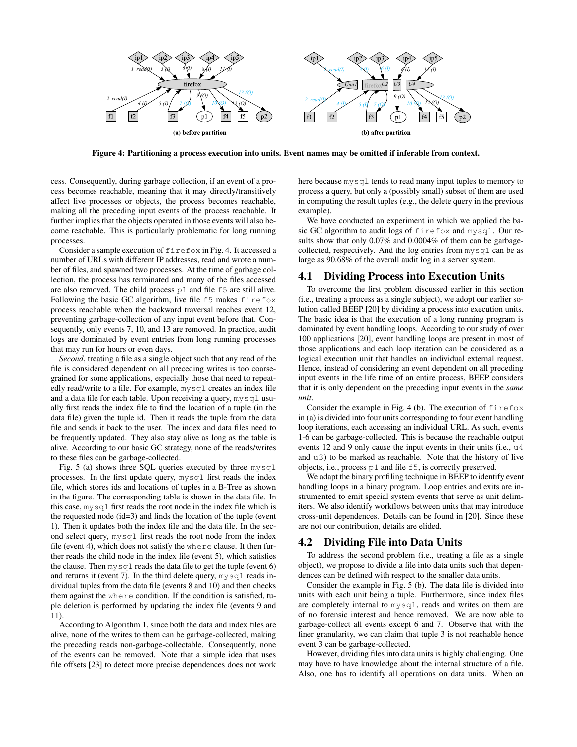**Figure 4: Partitioning a process execution into units. Event names may be omitted if inferable from context.**

cess. Consequently, during garbage collection, if an event of a process becomes reachable, meaning that it may directly/transitively affect live processes or objects, the process becomes reachable, making all the preceding input events of the process reachable. It further implies that the objects operated in those events will also become reachable. This is particularly problematic for long running processes.

Consider a sample execution of `firefox` in Fig. 4. It accessed a number of URLs with different IP addresses, read and wrote a number of files, and spawned two processes. At the time of garbage collection, the process has terminated and many of the files accessed are also removed. The child process `p1` and file `f5` are still alive. Following the basic GC algorithm, live file `f5` makes `firefox` process reachable when the backward traversal reaches event 12, preventing garbage-collection of any input event before that. Consequently, only events 7, 10, and 13 are removed. In practice, audit logs are dominated by event entries from long running processes that may run for hours or even days.

*Second*, treating a file as a single object such that any read of the file is considered dependent on all preceding writes is too coarse-grained for some applications, especially those that need to repeatedly read/write to a file. For example, `mysql` creates an index file and a data file for each table. Upon receiving a query, `mysql` usually first reads the index file to find the location of a tuple (in the data file) given the tuple id. Then it reads the tuple from the data file and sends it back to the user. The index and data files need to be frequently updated. They also stay alive as long as the table is alive. According to our basic GC strategy, none of the reads/writes to these files can be garbage-collected.

Fig. 5 (a) shows three SQL queries executed by three `mysql` processes. In the first update query, `mysql` first reads the index file, which stores ids and locations of tuples in a B-Tree as shown in the figure. The corresponding table is shown in the data file. In this case, `mysql` first reads the root node in the index file which is the requested node (id=3) and finds the location of the tuple (event 1). Then it updates both the index file and the data file. In the second select query, `mysql` first reads the root node from the index file (event 4), which does not satisfy the `where` clause. It then further reads the child node in the index file (event 5), which satisfies the clause. Then `mysql` reads the data file to get the tuple (event 6) and returns it (event 7). In the third delete query, `mysql` reads individual tuples from the data file (events 8 and 10) and then checks them against the `where` condition. If the condition is satisfied, tuple deletion is performed by updating the index file (events 9 and 11).

According to Algorithm 1, since both the data and index files are alive, none of the writes to them can be garbage-collected, making the preceding reads non-garbage-collectable. Consequently, none of the events can be removed. Note that a simple idea that uses file offsets [23] to detect more precise dependences does not work here because `mysql` tends to read many input tuples to memory to process a query, but only a (possibly small) subset of them are used in computing the result tuples (e.g., the delete query in the previous example).

We have conducted an experiment in which we applied the basic GC algorithm to audit logs of `firefox` and `mysql`. Our results show that only 0.07% and 0.0004% of them can be garbage-collected, respectively. And the log entries from `mysql` can be as large as 90.68% of the overall audit log in a server system.

## 4.1 Dividing Process into Execution Units

To overcome the first problem discussed earlier in this section (i.e., treating a process as a single subject), we adopt our earlier solution called BEEP [20] by dividing a process into execution units. The basic idea is that the execution of a long running program is dominated by event handling loops. According to our study of over 100 applications [20], event handling loops are present in most of those applications and each loop iteration can be considered as a logical execution unit that handles an individual external request. Hence, instead of considering an event dependent on all preceding input events in the life time of an entire process, BEEP considers that it is only dependent on the preceding input events in the *same unit*.

Consider the example in Fig. 4 (b). The execution of `firefox` in (a) is divided into four units corresponding to four event handling loop iterations, each accessing an individual URL. As such, events 1-6 can be garbage-collected. This is because the reachable output events 12 and 9 only cause the input events in their units (i.e., `u4` and `u3`) to be marked as reachable. Note that the history of live objects, i.e., process `p1` and file `f5`, is correctly preserved.

We adapt the binary profiling technique in BEEP to identify event handling loops in a binary program. Loop entries and exits are instrumented to emit special system events that serve as unit delimiters. We also identify workflows between units that may introduce cross-unit dependences. Details can be found in [20]. Since these are not our contribution, details are elided.

## 4.2 Dividing File into Data Units

To address the second problem (i.e., treating a file as a single object), we propose to divide a file into data units such that dependences can be defined with respect to the smaller data units.

Consider the example in Fig. 5 (b). The data file is divided into units with each unit being a tuple. Furthermore, since index files are completely internal to `mysql`, reads and writes on them are of no forensic interest and hence removed. We are now able to garbage-collect all events except 6 and 7. Observe that with the finer granularity, we can claim that tuple 3 is not reachable hence event 3 can be garbage-collected.

However, dividing files into data units is highly challenging. One may have to have knowledge about the internal structure of a file. Also, one has to identify all operations on data units. When an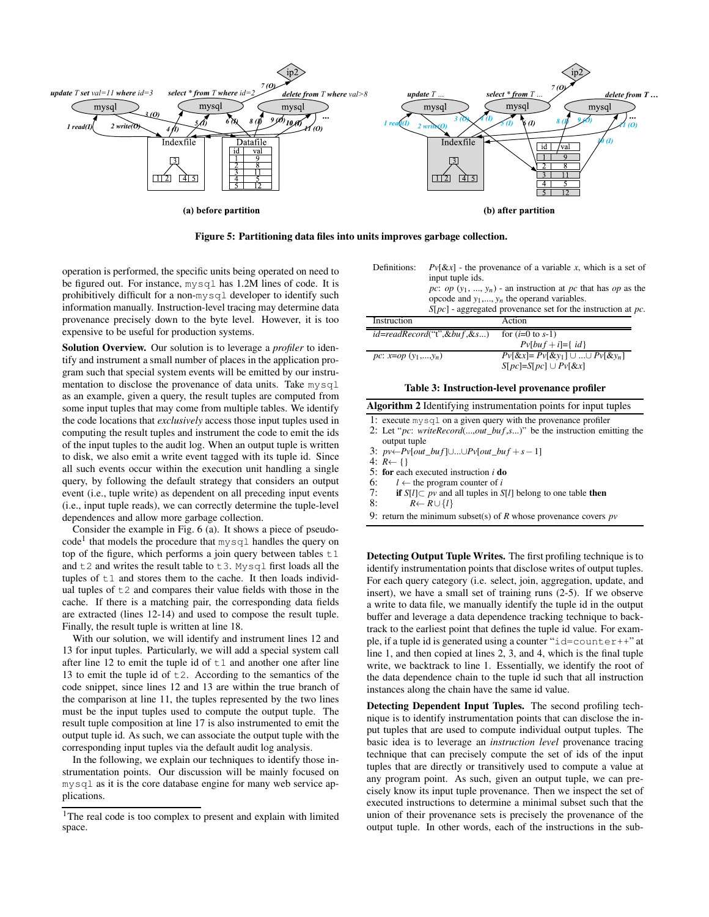(a) before partition

(b) after partition

**Figure 5: Partitioning data files into units improves garbage collection.**

operation is performed, the specific units being operated on need to be figured out. For instance, `mysql` has 1.2M lines of code. It is prohibitively difficult for a non-`mysql` developer to identify such information manually. Instruction-level tracing may determine data provenance precisely down to the byte level. However, it is too expensive to be useful for production systems.

**Solution Overview.** Our solution is to leverage a *profiler* to identify and instrument a small number of places in the application program such that special system events will be emitted by our instrumentation to disclose the provenance of data units. Take `mysql` as an example, given a query, the result tuples are computed from some input tuples that may come from multiple tables. We identify the code locations that *exclusively* access those input tuples used in computing the result tuples and instrument the code to emit the ids of the input tuples to the audit log. When an output tuple is written to disk, we also emit a write event tagged with its tuple id. Since all such events occur within the execution unit handling a single query, by following the default strategy that considers an output event (i.e., tuple write) as dependent on all preceding input events (i.e., tuple reads), we can correctly determine the tuple-level dependences and allow more garbage collection.

Consider the example in Fig. 6 (a). It shows a piece of pseudo-code[1] that models the procedure that `mysql` handles the query on top of the figure, which performs a join query between tables `t1` and `t2` and writes the result table to `t3`. `Mysql` first loads all the tuples of `t1` and stores them to the cache. It then loads individual tuples of `t2` and compares their value fields with those in the cache. If there is a matching pair, the corresponding data fields are extracted (lines 12-14) and used to compose the result tuple. Finally, the result tuple is written at line 18.

With our solution, we will identify and instrument lines 12 and 13 for input tuples. Particularly, we will add a special system call after line 12 to emit the tuple id of `t1` and another one after line 13 to emit the tuple id of `t2`. According to the semantics of the code snippet, since lines 12 and 13 are within the true branch of the comparison at line 11, the tuples represented by the two lines must be the input tuples used to compute the output tuple. The result tuple composition at line 17 is also instrumented to emit the output tuple id. As such, we can associate the output tuple with the corresponding input tuples via the default audit log analysis.

In the following, we explain our techniques to identify those instrumentation points. Our discussion will be mainly focused on `mysql` as it is the core database engine for many web service applications.

[1] The real code is too complex to present and explain with limited space.

Definitions: $Pv[\&x]$ - the provenance of a variable $x$, which is a set of input tuple ids.
$pc$: $op$ $(y_1, ..., y_n)$ - an instruction at $pc$ that has $op$ as the opcode and $y_1,..., y_n$ the operand variables.
$S[pc]$ - aggregated provenance set for the instruction at $pc$.

| Instruction | Action |
|---|---|
| $id$=*readRecord*("t",&*buf*,&*s*...) | for ($i$=0 to $s$-1) $Pv[buf+i]$={ $id$} |
| $pc$: $x$=$op$ $(y_1,...,y_n)$ | $Pv[\&x]$= $Pv[\&y_1]$ ∪ ...∪ $Pv[\&y_n]$; $S[pc]$=$S[pc]$ ∪ $Pv[\&x]$ |

**Table 3: Instruction-level provenance profiler**

**Algorithm 2** Identifying instrumentation points for input tuples

1: execute `mysql` on a given query with the provenance profiler
2: Let "$pc$: *writeRecord*(...,$out\_buf$,$s$...)" be the instruction emitting the output tuple
3: $pv \leftarrow Pv[out\_buf] \cup ... \cup Pv[out\_buf+s-1]$
4: $R \leftarrow$ {}
5: **for** each executed instruction $i$ **do**
6: $\quad l \leftarrow$ the program counter of $i$
7: $\quad$**if** $S[l] \subset pv$ and all tuples in $S[l]$ belong to one table **then**
8: $\quad\quad R \leftarrow R \cup \{l\}$
9: return the minimum subset(s) of $R$ whose provenance covers $pv$

**Detecting Output Tuple Writes.** The first profiling technique is to identify instrumentation points that disclose writes of output tuples. For each query category (i.e. select, join, aggregation, update, and insert), we have a small set of training runs (2-5). If we observe a write to data file, we manually identify the tuple id in the output buffer and leverage a data dependence tracking technique to backtrack to the earliest point that defines the tuple id value. For example, if a tuple id is generated using a counter "`id=counter++`" at line 1, and then copied at lines 2, 3, and 4, which is the final tuple write, we backtrack to line 1. Essentially, we identify the root of the data dependence chain to the tuple id such that all instruction instances along the chain have the same id value.

**Detecting Dependent Input Tuples.** The second profiling technique is to identify instrumentation points that can disclose the input tuples that are used to compute individual output tuples. The basic idea is to leverage an *instruction level* provenance tracing technique that can precisely compute the set of ids of the input tuples that are directly or transitively used to compute a value at any program point. As such, given an output tuple, we can precisely know its input tuple provenance. Then we inspect the set of executed instructions to determine a minimal subset such that the union of their provenance sets is precisely the provenance of the output tuple. In other words, each of the instructions in the sub-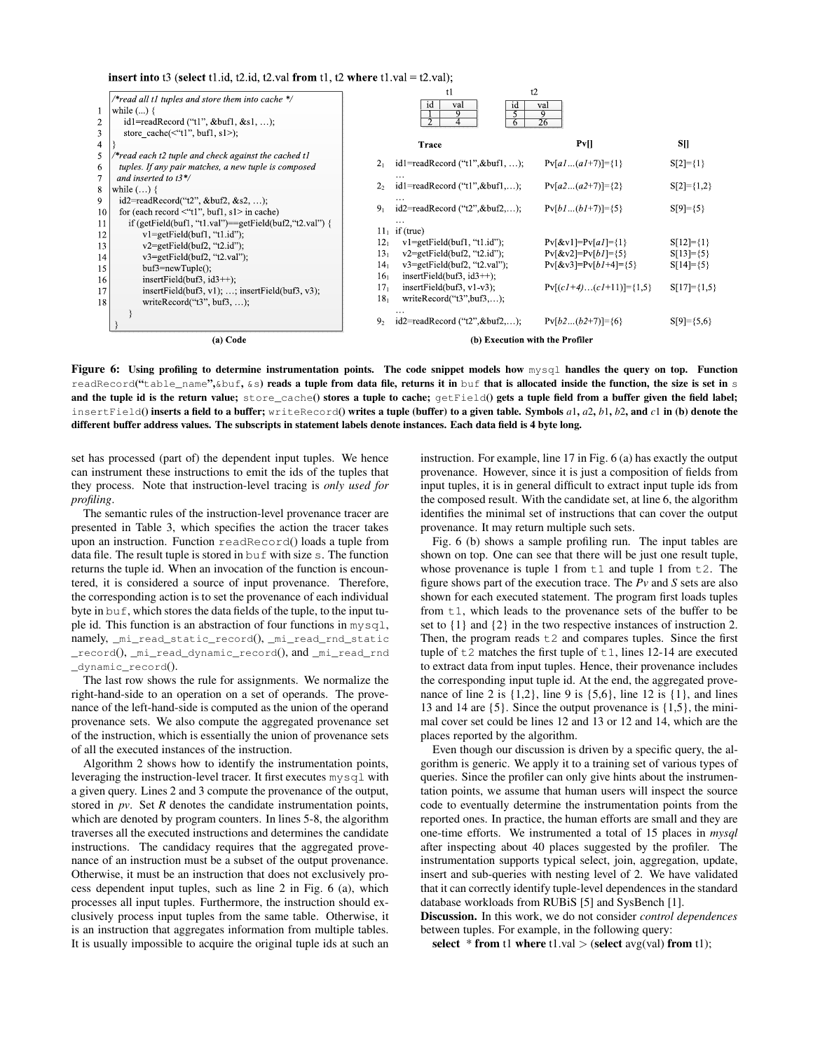**insert into** t3 (**select** t1.id, t2.id, t2.val **from** t1, t2 **where** t1.val = t2.val);

```
   /*read all t1 tuples and store them into cache */
1  while (...) {
2      id1=readRecord ("t1", &buf1, &s1, ...);
3      store_cache(<"t1", buf1, s1>);
4  }
5  /*read each t2 tuple and check against the cached t1
6   tuples. If any pair matches, a new tuple is composed
7   and inserted to t3*/
8  while (...) {
9      id2=readRecord("t2", &buf2, &s2, ...);
10     for (each record <"t1", buf1, s1> in cache)
11         if (getField(buf1, "t1.val")==getField(buf2,"t2.val") {
12             v1=getField(buf1, "t1.id");
13             v2=getField(buf2, "t2.id");
14             v3=getField(buf2, "t2.val");
15             buf3=newTuple();
16             insertField(buf3, id3++);
17             insertField(buf3, v1); ...; insertField(buf3, v3);
18             writeRecord("t3", buf3, ...);
           }
   }
```

(a) Code

t1

| id | val |
|---|---|
| 1 | 9 |
| 2 | 4 |

t2

| id | val |
|---|---|
| 5 | 9 |
| 6 | 26 |

| | Trace | Pv[] | S[] |
|---|---|---|---|
| $2_1$ | id1=readRecord ("t1",&buf1, ...); | Pv[*a1*...(*a1*+7)]={1} | S[2]={1} |
| | ... | | |
| $2_2$ | id1=readRecord ("t1",&buf1,...); | Pv[*a2*...(*a2*+7)]={2} | S[2]={1,2} |
| | ... | | |
| $9_1$ | id2=readRecord ("t2",&buf2,...); | Pv[*b1*...(*b1*+7)]={5} | S[9]={5} |
| | ... | | |
| $11_1$ | if (true) | | |
| $12_1$ | v1=getField(buf1, "t1.id"); | Pv[&v1]=Pv[*a1*]={1} | S[12]={1} |
| $13_1$ | v2=getField(buf2, "t2.id"); | Pv[&v2]=Pv[*b1*]={5} | S[13]={5} |
| $14_1$ | v3=getField(buf2, "t2.val"); | Pv[&v3]=Pv[*b1*+4]={5} | S[14]={5} |
| $16_1$ | insertField(buf3, id3++); | | |
| $17_1$ | insertField(buf3, v1-v3); | Pv[(*c1*+4)...(*c1*+11)]={1,5} | S[17]={1,5} |
| $18_1$ | writeRecord("t3",buf3,...); | | |
| | ... | | |
| $9_2$ | id2=readRecord ("t2",&buf2,...); | Pv[*b2*...(*b2*+7)]={6} | S[9]={5,6} |

(b) Execution with the Profiler

**Figure 6: Using profiling to determine instrumentation points. The code snippet models how** mysql **handles the query on top. Function** readRecord("table_name",&buf, &s) **reads a tuple from data file, returns it in** buf **that is allocated inside the function, the size is set in** s **and the tuple id is the return value;** store_cache() **stores a tuple to cache;** getField() **gets a tuple field from a buffer given the field label;** insertField() **inserts a field to a buffer;** writeRecord() **writes a tuple (buffer) to a given table. Symbols** *a*1**,** *a*2**,** *b*1**,** *b*2**, and** *c*1 **in (b) denote the different buffer address values. The subscripts in statement labels denote instances. Each data field is 4 byte long.**

set has processed (part of) the dependent input tuples. We hence can instrument these instructions to emit the ids of the tuples that they process. Note that instruction-level tracing is *only used for profiling*.

The semantic rules of the instruction-level provenance tracer are presented in Table 3, which specifies the action the tracer takes upon an instruction. Function readRecord() loads a tuple from data file. The result tuple is stored in buf with size s. The function returns the tuple id. When an invocation of the function is encountered, it is considered a source of input provenance. Therefore, the corresponding action is to set the provenance of each individual byte in buf, which stores the data fields of the tuple, to the input tuple id. This function is an abstraction of four functions in mysql, namely, _mi_read_static_record(), _mi_read_rnd_static_record(), _mi_read_dynamic_record(), and _mi_read_rnd_dynamic_record().

The last row shows the rule for assignments. We normalize the right-hand-side to an operation on a set of operands. The provenance of the left-hand-side is computed as the union of the operand provenance sets. We also compute the aggregated provenance set of the instruction, which is essentially the union of provenance sets of all the executed instances of the instruction.

Algorithm 2 shows how to identify the instrumentation points, leveraging the instruction-level tracer. It first executes mysql with a given query. Lines 2 and 3 compute the provenance of the output, stored in *pv*. Set *R* denotes the candidate instrumentation points, which are denoted by program counters. In lines 5-8, the algorithm traverses all the executed instructions and determines the candidate instructions. The candidacy requires that the aggregated provenance of an instruction must be a subset of the output provenance. Otherwise, it must be an instruction that does not exclusively process dependent input tuples, such as line 2 in Fig. 6 (a), which processes all input tuples. Furthermore, the instruction should exclusively process input tuples from the same table. Otherwise, it is an instruction that aggregates information from multiple tables. It is usually impossible to acquire the original tuple ids at such an instruction. For example, line 17 in Fig. 6 (a) has exactly the output provenance. However, since it is just a composition of fields from input tuples, it is in general difficult to extract input tuple ids from the composed result. With the candidate set, at line 6, the algorithm identifies the minimal set of instructions that can cover the output provenance. It may return multiple such sets.

Fig. 6 (b) shows a sample profiling run. The input tables are shown on top. One can see that there will be just one result tuple, whose provenance is tuple 1 from t1 and tuple 1 from t2. The figure shows part of the execution trace. The *Pv* and *S* sets are also shown for each executed statement. The program first loads tuples from t1, which leads to the provenance sets of the buffer to be set to {1} and {2} in the two respective instances of instruction 2. Then, the program reads t2 and compares tuples. Since the first tuple of t2 matches the first tuple of t1, lines 12-14 are executed to extract data from input tuples. Hence, their provenance includes the corresponding input tuple id. At the end, the aggregated provenance of line 2 is {1,2}, line 9 is {5,6}, line 12 is {1}, and lines 13 and 14 are {5}. Since the output provenance is {1,5}, the minimal cover set could be lines 12 and 13 or 12 and 14, which are the places reported by the algorithm.

Even though our discussion is driven by a specific query, the algorithm is generic. We apply it to a training set of various types of queries. Since the profiler can only give hints about the instrumentation points, we assume that human users will inspect the source code to eventually determine the instrumentation points from the reported ones. In practice, the human efforts are small and they are one-time efforts. We instrumented a total of 15 places in *mysql* after inspecting about 40 places suggested by the profiler. The instrumentation supports typical select, join, aggregation, update, insert and sub-queries with nesting level of 2. We have validated that it can correctly identify tuple-level dependences in the standard database workloads from RUBiS [5] and SysBench [1].

**Discussion.** In this work, we do not consider *control dependences* between tuples. For example, in the following query:

**select** * **from** t1 **where** t1.val > (**select** avg(val) **from** t1);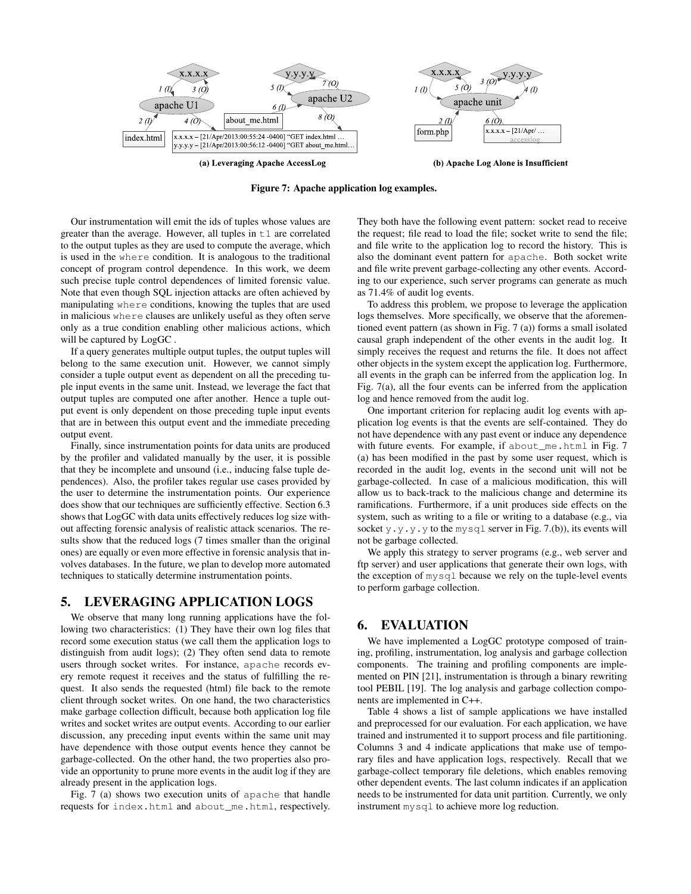x.x.x.x

1 (I)

3 (O)

apache U1

2 (I)

4 (O)

index.html

x.x.x.x – [21/Apr/2013:00:55:24 -0400] "GET index.html …
y.y.y.y – [21/Apr/2013:00:56:12 -0400] "GET about_me.html…

y.y.y.y

5 (I)

7 (O)

apache U2

6 (I)

8 (O)

about_me.html

**(a) Leveraging Apache AccessLog**

x.x.x.x

y.y.y.y

1 (I)

5 (O)

3 (O)

4 (I)

apache unit

2 (I)

6 (O)

form.php

x.x.x.x – [21/Apr/ …
accesslog

**(b) Apache Log Alone is Insufficient**

**Figure 7: Apache application log examples.**

Our instrumentation will emit the ids of tuples whose values are greater than the average. However, all tuples in `t1` are correlated to the output tuples as they are used to compute the average, which is used in the `where` condition. It is analogous to the traditional concept of program control dependence. In this work, we deem such precise tuple control dependences of limited forensic value. Note that even though SQL injection attacks are often achieved by manipulating `where` conditions, knowing the tuples that are used in malicious `where` clauses are unlikely useful as they often serve only as a true condition enabling other malicious actions, which will be captured by LogGC .

If a query generates multiple output tuples, the output tuples will belong to the same execution unit. However, we cannot simply consider a tuple output event as dependent on all the preceding tuple input events in the same unit. Instead, we leverage the fact that output tuples are computed one after another. Hence a tuple output event is only dependent on those preceding tuple input events that are in between this output event and the immediate preceding output event.

Finally, since instrumentation points for data units are produced by the profiler and validated manually by the user, it is possible that they be incomplete and unsound (i.e., inducing false tuple dependences). Also, the profiler takes regular use cases provided by the user to determine the instrumentation points. Our experience does show that our techniques are sufficiently effective. Section 6.3 shows that LogGC with data units effectively reduces log size without affecting forensic analysis of realistic attack scenarios. The results show that the reduced logs (7 times smaller than the original ones) are equally or even more effective in forensic analysis that involves databases. In the future, we plan to develop more automated techniques to statically determine instrumentation points.

## 5. LEVERAGING APPLICATION LOGS

We observe that many long running applications have the following two characteristics: (1) They have their own log files that record some execution status (we call them the application logs to distinguish from audit logs); (2) They often send data to remote users through socket writes. For instance, `apache` records every remote request it receives and the status of fulfilling the request. It also sends the requested (html) file back to the remote client through socket writes. On one hand, the two characteristics make garbage collection difficult, because both application log file writes and socket writes are output events. According to our earlier discussion, any preceding input events within the same unit may have dependence with those output events hence they cannot be garbage-collected. On the other hand, the two properties also provide an opportunity to prune more events in the audit log if they are already present in the application logs.

Fig. 7 (a) shows two execution units of `apache` that handle requests for `index.html` and `about_me.html`, respectively. They both have the following event pattern: socket read to receive the request; file read to load the file; socket write to send the file; and file write to the application log to record the history. This is also the dominant event pattern for `apache`. Both socket write and file write prevent garbage-collecting any other events. According to our experience, such server programs can generate as much as 71.4% of audit log events.

To address this problem, we propose to leverage the application logs themselves. More specifically, we observe that the aforementioned event pattern (as shown in Fig. 7 (a)) forms a small isolated causal graph independent of the other events in the audit log. It simply receives the request and returns the file. It does not affect other objects in the system except the application log. Furthermore, all events in the graph can be inferred from the application log. In Fig. 7(a), all the four events can be inferred from the application log and hence removed from the audit log.

One important criterion for replacing audit log events with application log events is that the events are self-contained. They do not have dependence with any past event or induce any dependence with future events. For example, if `about_me.html` in Fig. 7 (a) has been modified in the past by some user request, which is recorded in the audit log, events in the second unit will not be garbage-collected. In case of a malicious modification, this will allow us to back-track to the malicious change and determine its ramifications. Furthermore, if a unit produces side effects on the system, such as writing to a file or writing to a database (e.g., via socket `y.y.y.y` to the `mysql` server in Fig. 7.(b)), its events will not be garbage collected.

We apply this strategy to server programs (e.g., web server and ftp server) and user applications that generate their own logs, with the exception of `mysql` because we rely on the tuple-level events to perform garbage collection.

## 6. EVALUATION

We have implemented a LogGC prototype composed of training, profiling, instrumentation, log analysis and garbage collection components. The training and profiling components are implemented on PIN [21], instrumentation is through a binary rewriting tool PEBIL [19]. The log analysis and garbage collection components are implemented in C++.

Table 4 shows a list of sample applications we have installed and preprocessed for our evaluation. For each application, we have trained and instrumented it to support process and file partitioning. Columns 3 and 4 indicate applications that make use of temporary files and have application logs, respectively. Recall that we garbage-collect temporary file deletions, which enables removing other dependent events. The last column indicates if an application needs to be instrumented for data unit partition. Currently, we only instrument `mysql` to achieve more log reduction.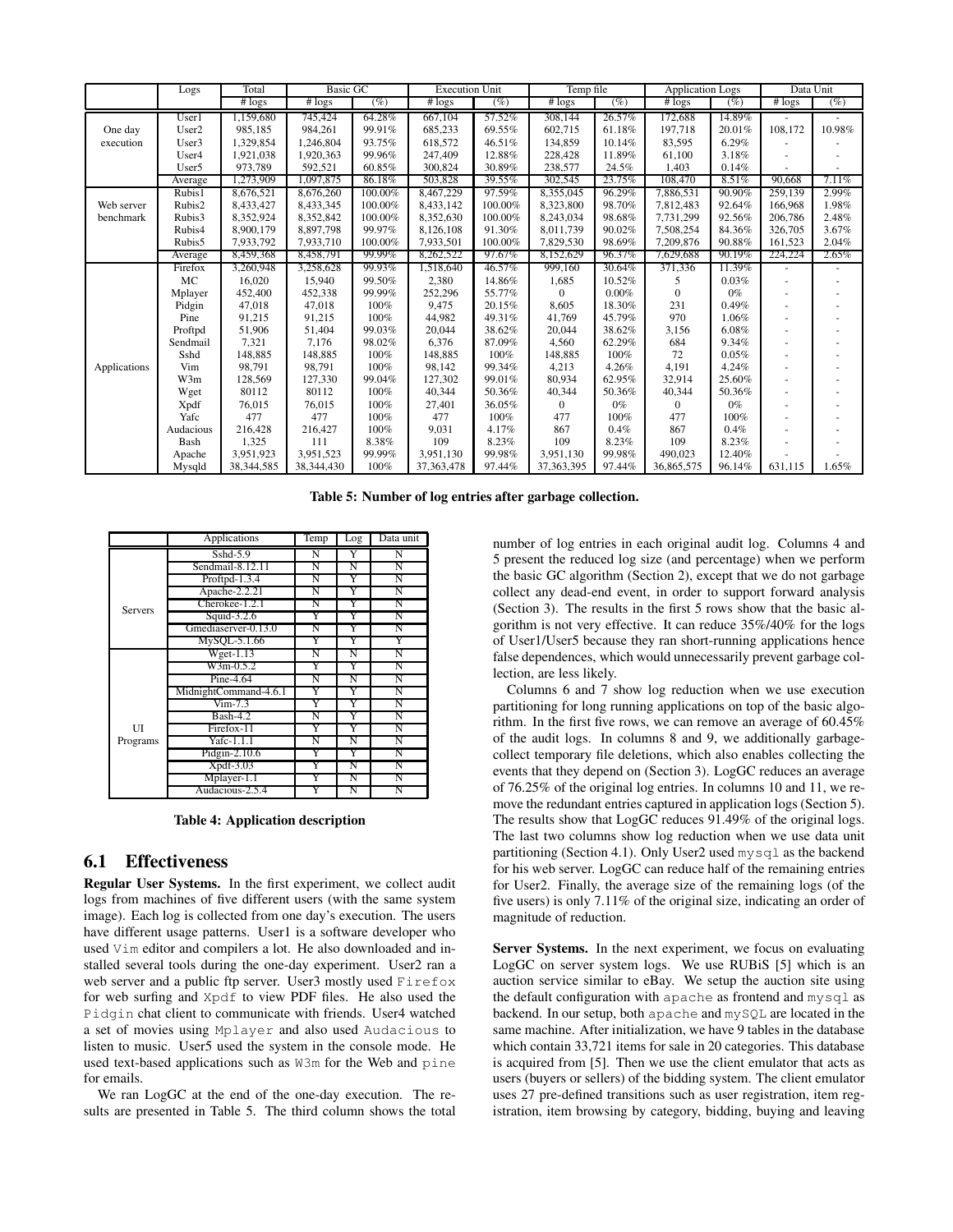| | Logs | Total | Basic GC | | Execution Unit | | Temp file | | Application Logs | | Data Unit | |
|---|---|---|---|---|---|---|---|---|---|---|---|---|
| | | # logs | # logs | (%) | # logs | (%) | # logs | (%) | # logs | (%) | # logs | (%) |
| One day execution | User1 | 1,159,680 | 745,424 | 64.28% | 667,104 | 57.52% | 308,144 | 26.57% | 172,688 | 14.89% | - | - |
| | User2 | 985,185 | 984,261 | 99.91% | 685,233 | 69.55% | 602,715 | 61.18% | 197,718 | 20.01% | 108,172 | 10.98% |
| | User3 | 1,329,854 | 1,246,804 | 93.75% | 618,572 | 46.51% | 134,859 | 10.14% | 83,595 | 6.29% | - | - |
| | User4 | 1,921,038 | 1,920,363 | 99.96% | 247,409 | 12.88% | 228,428 | 11.89% | 61,100 | 3.18% | - | - |
| | User5 | 973,789 | 592,521 | 60.85% | 300,824 | 30.89% | 238,577 | 24.5% | 1,403 | 0.14% | - | - |
| | Average | 1,273,909 | 1,097,875 | 86.18% | 503,828 | 39.55% | 302,545 | 23.75% | 108,470 | 8.51% | 90,668 | 7.11% |
| Web server benchmark | Rubis1 | 8,676,521 | 8,676,260 | 100.00% | 8,467,229 | 97.59% | 8,355,045 | 96.29% | 7,886,531 | 90.90% | 259,139 | 2.99% |
| | Rubis2 | 8,433,427 | 8,433,345 | 100.00% | 8,433,142 | 100.00% | 8,323,800 | 98.70% | 7,812,483 | 92.64% | 166,968 | 1.98% |
| | Rubis3 | 8,352,924 | 8,352,842 | 100.00% | 8,352,630 | 100.00% | 8,243,034 | 98.68% | 7,731,299 | 92.56% | 206,786 | 2.48% |
| | Rubis4 | 8,900,179 | 8,897,798 | 99.97% | 8,126,108 | 91.30% | 8,011,739 | 90.02% | 7,508,254 | 84.36% | 326,705 | 3.67% |
| | Rubis5 | 7,933,792 | 7,933,710 | 100.00% | 7,933,501 | 100.00% | 7,829,530 | 98.69% | 7,209,876 | 90.88% | 161,523 | 2.04% |
| | Average | 8,459,368 | 8,458,791 | 99.99% | 8,262,522 | 97.67% | 8,152,629 | 96.37% | 7,629,688 | 90.19% | 224,224 | 2.65% |
| Applications | Firefox | 3,260,948 | 3,258,628 | 99.93% | 1,518,640 | 46.57% | 999,160 | 30.64% | 371,336 | 11.39% | - | - |
| | MC | 16,020 | 15,940 | 99.50% | 2,380 | 14.86% | 1,685 | 10.52% | 5 | 0.03% | - | - |
| | Mplayer | 452,400 | 452,338 | 99.99% | 252,296 | 55.77% | 0 | 0.00% | 0 | 0% | - | - |
| | Pidgin | 47,018 | 47,018 | 100% | 9,475 | 20.15% | 8,605 | 18.30% | 231 | 0.49% | - | - |
| | Pine | 91,215 | 91,215 | 100% | 44,982 | 49.31% | 41,769 | 45.79% | 970 | 1.06% | - | - |
| | Proftpd | 51,906 | 51,404 | 99.03% | 20,044 | 38.62% | 20,044 | 38.62% | 3,156 | 6.08% | - | - |
| | Sendmail | 7,321 | 7,176 | 98.02% | 6,376 | 87.09% | 4,560 | 62.29% | 684 | 9.34% | - | - |
| | Sshd | 148,885 | 148,885 | 100% | 148,885 | 100% | 148,885 | 100% | 72 | 0.05% | - | - |
| | Vim | 98,791 | 98,791 | 100% | 98,142 | 99.34% | 4,213 | 4.26% | 4,191 | 4.24% | - | - |
| | W3m | 128,569 | 127,330 | 99.04% | 127,302 | 99.01% | 80,934 | 62.95% | 32,914 | 25.60% | - | - |
| | Wget | 80112 | 80112 | 100% | 40,344 | 50.36% | 40,344 | 50.36% | 40,344 | 50.36% | - | - |
| | Xpdf | 76,015 | 76,015 | 100% | 27,401 | 36.05% | 0 | 0% | 0 | 0% | - | - |
| | Yafc | 477 | 477 | 100% | 477 | 100% | 477 | 100% | 477 | 100% | - | - |
| | Audacious | 216,428 | 216,427 | 100% | 9,031 | 4.17% | 867 | 0.4% | 867 | 0.4% | - | - |
| | Bash | 1,325 | 111 | 8.38% | 109 | 8.23% | 109 | 8.23% | 109 | 8.23% | - | - |
| | Apache | 3,951,923 | 3,951,523 | 99.99% | 3,951,130 | 99.98% | 3,951,130 | 99.98% | 490,023 | 12.40% | - | - |
| | Mysqld | 38,344,585 | 38,344,430 | 100% | 37,363,478 | 97.44% | 37,363,395 | 97.44% | 36,865,575 | 96.14% | 631,115 | 1.65% |

**Table 5: Number of log entries after garbage collection.**

| | Applications | Temp | Log | Data unit |
|---|---|---|---|---|
| Servers | Sshd-5.9 | N | Y | N |
| | Sendmail-8.12.11 | N | N | N |
| | Proftpd-1.3.4 | N | Y | N |
| | Apache-2.2.21 | N | Y | N |
| | Cherokee-1.2.1 | N | Y | N |
| | Squid-3.2.6 | Y | Y | N |
| | Gmediaserver-0.13.0 | N | Y | N |
| | MySQL-5.1.66 | Y | Y | Y |
| UI Programs | Wget-1.13 | N | N | N |
| | W3m-0.5.2 | Y | Y | N |
| | Pine-4.64 | N | N | N |
| | MidnightCommand-4.6.1 | Y | Y | N |
| | Vim-7.3 | Y | Y | N |
| | Bash-4.2 | N | Y | N |
| | Firefox-11 | Y | Y | N |
| | Yafc-1.1.1 | N | N | N |
| | Pidgin-2.10.6 | Y | Y | N |
| | Xpdf-3.03 | Y | N | N |
| | Mplayer-1.1 | Y | N | N |
| | Audacious-2.5.4 | Y | N | N |

**Table 4: Application description**

## 6.1 Effectiveness

**Regular User Systems.** In the first experiment, we collect audit logs from machines of five different users (with the same system image). Each log is collected from one day's execution. The users have different usage patterns. User1 is a software developer who used `Vim` editor and compilers a lot. He also downloaded and installed several tools during the one-day experiment. User2 ran a web server and a public ftp server. User3 mostly used `Firefox` for web surfing and `Xpdf` to view PDF files. He also used the `Pidgin` chat client to communicate with friends. User4 watched a set of movies using `Mplayer` and also used `Audacious` to listen to music. User5 used the system in the console mode. He used text-based applications such as `W3m` for the Web and `pine` for emails.

We ran LogGC at the end of the one-day execution. The results are presented in Table 5. The third column shows the total number of log entries in each original audit log. Columns 4 and 5 present the reduced log size (and percentage) when we perform the basic GC algorithm (Section 2), except that we do not garbage collect any dead-end event, in order to support forward analysis (Section 3). The results in the first 5 rows show that the basic algorithm is not very effective. It can reduce 35%/40% for the logs of User1/User5 because they ran short-running applications hence false dependences, which would unnecessarily prevent garbage collection, are less likely.

Columns 6 and 7 show log reduction when we use execution partitioning for long running applications on top of the basic algorithm. In the first five rows, we can remove an average of 60.45% of the audit logs. In columns 8 and 9, we additionally garbage-collect temporary file deletions, which also enables collecting the events that they depend on (Section 3). LogGC reduces an average of 76.25% of the original log entries. In columns 10 and 11, we remove the redundant entries captured in application logs (Section 5). The results show that LogGC reduces 91.49% of the original logs. The last two columns show log reduction when we use data unit partitioning (Section 4.1). Only User2 used `mysql` as the backend for his web server. LogGC can reduce half of the remaining entries for User2. Finally, the average size of the remaining logs (of the five users) is only 7.11% of the original size, indicating an order of magnitude of reduction.

**Server Systems.** In the next experiment, we focus on evaluating LogGC on server system logs. We use RUBiS [5] which is an auction service similar to eBay. We setup the auction site using the default configuration with `apache` as frontend and `mysql` as backend. In our setup, both `apache` and `mySQL` are located in the same machine. After initialization, we have 9 tables in the database which contain 33,721 items for sale in 20 categories. This database is acquired from [5]. Then we use the client emulator that acts as users (buyers or sellers) of the bidding system. The client emulator uses 27 pre-defined transitions such as user registration, item registration, item browsing by category, bidding, buying and leaving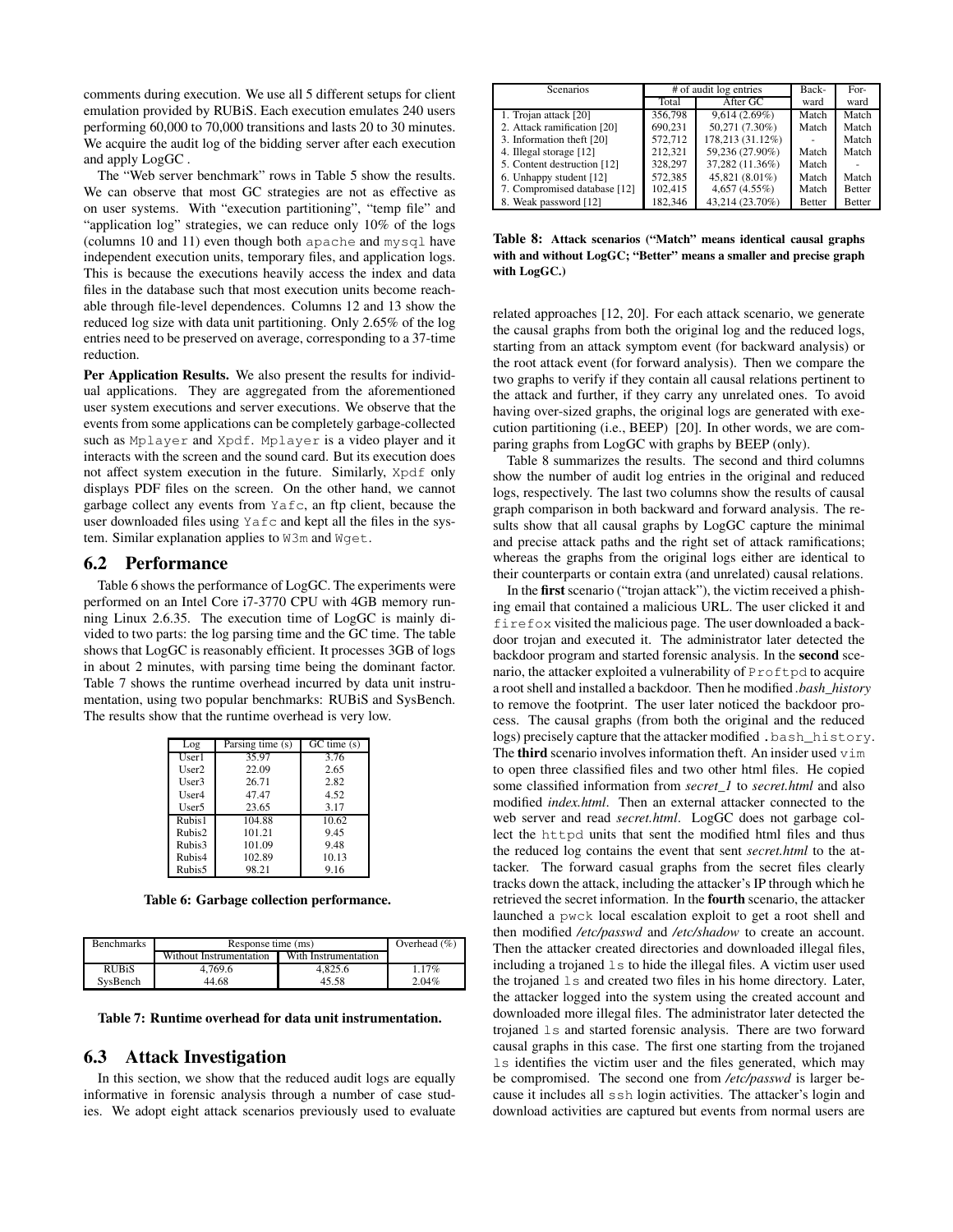comments during execution. We use all 5 different setups for client emulation provided by RUBiS. Each execution emulates 240 users performing 60,000 to 70,000 transitions and lasts 20 to 30 minutes. We acquire the audit log of the bidding server after each execution and apply LogGC .

The "Web server benchmark" rows in Table 5 show the results. We can observe that most GC strategies are not as effective as on user systems. With "execution partitioning", "temp file" and "application log" strategies, we can reduce only 10% of the logs (columns 10 and 11) even though both `apache` and `mysql` have independent execution units, temporary files, and application logs. This is because the executions heavily access the index and data files in the database such that most execution units become reachable through file-level dependences. Columns 12 and 13 show the reduced log size with data unit partitioning. Only 2.65% of the log entries need to be preserved on average, corresponding to a 37-time reduction.

**Per Application Results.** We also present the results for individual applications. They are aggregated from the aforementioned user system executions and server executions. We observe that the events from some applications can be completely garbage-collected such as `Mplayer` and `Xpdf`. `Mplayer` is a video player and it interacts with the screen and the sound card. But its execution does not affect system execution in the future. Similarly, `Xpdf` only displays PDF files on the screen. On the other hand, we cannot garbage collect any events from `Yafc`, an ftp client, because the user downloaded files using `Yafc` and kept all the files in the system. Similar explanation applies to `W3m` and `Wget`.

## 6.2 Performance

Table 6 shows the performance of LogGC. The experiments were performed on an Intel Core i7-3770 CPU with 4GB memory running Linux 2.6.35. The execution time of LogGC is mainly divided to two parts: the log parsing time and the GC time. The table shows that LogGC is reasonably efficient. It processes 3GB of logs in about 2 minutes, with parsing time being the dominant factor. Table 7 shows the runtime overhead incurred by data unit instrumentation, using two popular benchmarks: RUBiS and SysBench. The results show that the runtime overhead is very low.

| Log | Parsing time (s) | GC time (s) |
|---|---|---|
| User1 | 35.97 | 3.76 |
| User2 | 22.09 | 2.65 |
| User3 | 26.71 | 2.82 |
| User4 | 47.47 | 4.52 |
| User5 | 23.65 | 3.17 |
| Rubis1 | 104.88 | 10.62 |
| Rubis2 | 101.21 | 9.45 |
| Rubis3 | 101.09 | 9.48 |
| Rubis4 | 102.89 | 10.13 |
| Rubis5 | 98.21 | 9.16 |

**Table 6: Garbage collection performance.**

| Benchmarks | Response time (ms) | | Overhead (%) |
|---|---|---|---|
| | Without Instrumentation | With Instrumentation | |
| RUBiS | 4,769.6 | 4,825.6 | 1.17% |
| SysBench | 44.68 | 45.58 | 2.04% |

**Table 7: Runtime overhead for data unit instrumentation.**

## 6.3 Attack Investigation

In this section, we show that the reduced audit logs are equally informative in forensic analysis through a number of case studies. We adopt eight attack scenarios previously used to evaluate related approaches [12, 20]. For each attack scenario, we generate the causal graphs from both the original log and the reduced logs, starting from an attack symptom event (for backward analysis) or the root attack event (for forward analysis). Then we compare the two graphs to verify if they contain all causal relations pertinent to the attack and further, if they carry any unrelated ones. To avoid having over-sized graphs, the original logs are generated with execution partitioning (i.e., BEEP) [20]. In other words, we are comparing graphs from LogGC (only) with graphs by BEEP (only).

| Scenarios | # of audit log entries | | Back-ward | For-ward |
|---|---|---|---|---|
| | Total | After GC | | |
| 1. Trojan attack [20] | 356,798 | 9,614 (2.69%) | Match | Match |
| 2. Attack ramification [20] | 690,231 | 50,271 (7.30%) | Match | Match |
| 3. Information theft [20] | 572,712 | 178,213 (31.12%) | - | Match |
| 4. Illegal storage [12] | 212,321 | 59,236 (27.90%) | Match | Match |
| 5. Content destruction [12] | 328,297 | 37,282 (11.36%) | Match | - |
| 6. Unhappy student [12] | 572,385 | 45,821 (8.01%) | Match | Match |
| 7. Compromised database [12] | 102,415 | 4,657 (4.55%) | Match | Better |
| 8. Weak password [12] | 182,346 | 43,214 (23.70%) | Better | Better |

**Table 8: Attack scenarios ("Match" means identical causal graphs with and without LogGC; "Better" means a smaller and precise graph with LogGC.)**

Table 8 summarizes the results. The second and third columns show the number of audit log entries in the original and reduced logs, respectively. The last two columns show the results of causal graph comparison in both backward and forward analysis. The results show that all causal graphs by LogGC capture the minimal and precise attack paths and the right set of attack ramifications; whereas the graphs from the original logs either are identical to their counterparts or contain extra (and unrelated) causal relations.

In the **first** scenario ("trojan attack"), the victim received a phishing email that contained a malicious URL. The user clicked it and `firefox` visited the malicious page. The user downloaded a backdoor trojan and executed it. The administrator later detected the backdoor program and started forensic analysis. In the **second** scenario, the attacker exploited a vulnerability of `Proftpd` to acquire a root shell and installed a backdoor. Then he modified *.bash_history* to remove the footprint. The user later noticed the backdoor process. The causal graphs (from both the original and the reduced logs) precisely capture that the attacker modified `.bash_history`. The **third** scenario involves information theft. An insider used `vim` to open three classified files and two other html files. He copied some classified information from *secret_1* to *secret.html* and also modified *index.html*. Then an external attacker connected to the web server and read *secret.html*. LogGC does not garbage collect the `httpd` units that sent the modified html files and thus the reduced log contains the event that sent *secret.html* to the attacker. The forward casual graphs from the secret files clearly tracks down the attack, including the attacker's IP through which he retrieved the secret information. In the **fourth** scenario, the attacker launched a `pwck` local escalation exploit to get a root shell and then modified */etc/passwd* and */etc/shadow* to create an account. Then the attacker created directories and downloaded illegal files, including a trojaned `ls` to hide the illegal files. A victim user used the trojaned `ls` and created two files in his home directory. Later, the attacker logged into the system using the created account and downloaded more illegal files. The administrator later detected the trojaned `ls` and started forensic analysis. There are two forward causal graphs in this case. The first one starting from the trojaned `ls` identifies the victim user and the files generated, which may be compromised. The second one from */etc/passwd* is larger because it includes all `ssh` login activities. The attacker's login and download activities are captured but events from normal users are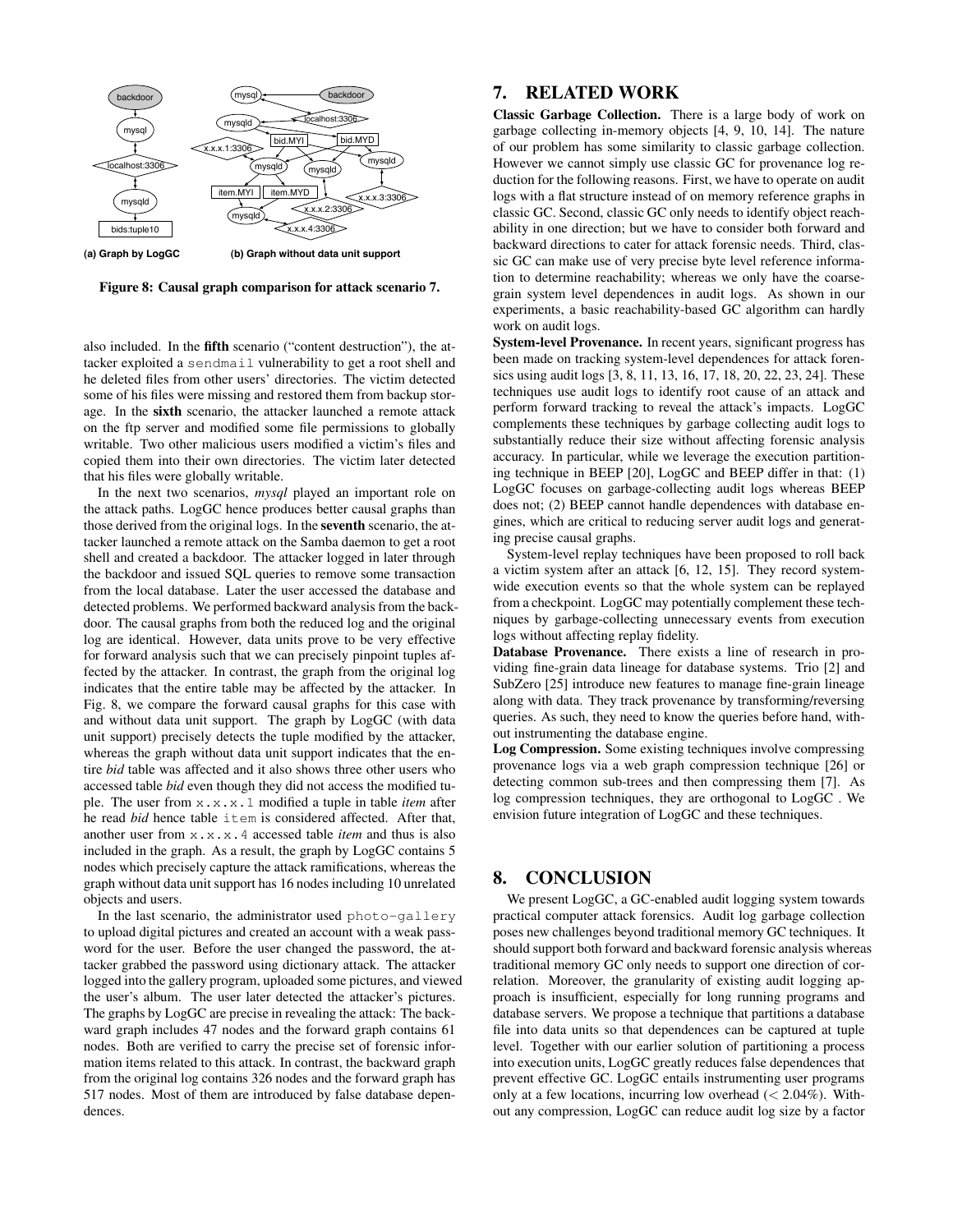backdoor

mysql

localhost:3306

mysqld

bids:tuple10

mysql

backdoor

localhost:3306

mysqld

x.x.x.1:3306

bid.MYI

bid.MYD

mysqld

mysqld

mysqld

item.MYI

item.MYD

x.x.x.3:3306

x.x.x.2:3306

mysqld

x.x.x.4:3306

**(a) Graph by LogGC**

**(b) Graph without data unit support**

**Figure 8: Causal graph comparison for attack scenario 7.**

also included. In the **fifth** scenario ("content destruction"), the attacker exploited a `sendmail` vulnerability to get a root shell and he deleted files from other users' directories. The victim detected some of his files were missing and restored them from backup storage. In the **sixth** scenario, the attacker launched a remote attack on the ftp server and modified some file permissions to globally writable. Two other malicious users modified a victim's files and copied them into their own directories. The victim later detected that his files were globally writable.

In the next two scenarios, *mysql* played an important role on the attack paths. LogGC hence produces better causal graphs than those derived from the original logs. In the **seventh** scenario, the attacker launched a remote attack on the Samba daemon to get a root shell and created a backdoor. The attacker logged in later through the backdoor and issued SQL queries to remove some transaction from the local database. Later the user accessed the database and detected problems. We performed backward analysis from the backdoor. The causal graphs from both the reduced log and the original log are identical. However, data units prove to be very effective for forward analysis such that we can precisely pinpoint tuples affected by the attacker. In contrast, the graph from the original log indicates that the entire table may be affected by the attacker. In Fig. 8, we compare the forward causal graphs for this case with and without data unit support. The graph by LogGC (with data unit support) precisely detects the tuple modified by the attacker, whereas the graph without data unit support indicates that the entire *bid* table was affected and it also shows three other users who accessed table *bid* even though they did not access the modified tuple. The user from `x.x.x.1` modified a tuple in table *item* after he read *bid* hence table `item` is considered affected. After that, another user from `x.x.x.4` accessed table *item* and thus is also included in the graph. As a result, the graph by LogGC contains 5 nodes which precisely capture the attack ramifications, whereas the graph without data unit support has 16 nodes including 10 unrelated objects and users.

In the last scenario, the administrator used `photo-gallery` to upload digital pictures and created an account with a weak password for the user. Before the user changed the password, the attacker grabbed the password using dictionary attack. The attacker logged into the gallery program, uploaded some pictures, and viewed the user's album. The user later detected the attacker's pictures. The graphs by LogGC are precise in revealing the attack: The backward graph includes 47 nodes and the forward graph contains 61 nodes. Both are verified to carry the precise set of forensic information items related to this attack. In contrast, the backward graph from the original log contains 326 nodes and the forward graph has 517 nodes. Most of them are introduced by false database dependences.

## 7. RELATED WORK

**Classic Garbage Collection.** There is a large body of work on garbage collecting in-memory objects [4, 9, 10, 14]. The nature of our problem has some similarity to classic garbage collection. However we cannot simply use classic GC for provenance log reduction for the following reasons. First, we have to operate on audit logs with a flat structure instead of on memory reference graphs in classic GC. Second, classic GC only needs to identify object reachability in one direction; but we have to consider both forward and backward directions to cater for attack forensic needs. Third, classic GC can make use of very precise byte level reference information to determine reachability; whereas we only have the coarse-grain system level dependences in audit logs. As shown in our experiments, a basic reachability-based GC algorithm can hardly work on audit logs.

**System-level Provenance.** In recent years, significant progress has been made on tracking system-level dependences for attack forensics using audit logs [3, 8, 11, 13, 16, 17, 18, 20, 22, 23, 24]. These techniques use audit logs to identify root cause of an attack and perform forward tracking to reveal the attack's impacts. LogGC complements these techniques by garbage collecting audit logs to substantially reduce their size without affecting forensic analysis accuracy. In particular, while we leverage the execution partitioning technique in BEEP [20], LogGC and BEEP differ in that: (1) LogGC focuses on garbage-collecting audit logs whereas BEEP does not; (2) BEEP cannot handle dependences with database engines, which are critical to reducing server audit logs and generating precise causal graphs.

System-level replay techniques have been proposed to roll back a victim system after an attack [6, 12, 15]. They record system-wide execution events so that the whole system can be replayed from a checkpoint. LogGC may potentially complement these techniques by garbage-collecting unnecessary events from execution logs without affecting replay fidelity.

**Database Provenance.** There exists a line of research in providing fine-grain data lineage for database systems. Trio [2] and SubZero [25] introduce new features to manage fine-grain lineage along with data. They track provenance by transforming/reversing queries. As such, they need to know the queries before hand, without instrumenting the database engine.

**Log Compression.** Some existing techniques involve compressing provenance logs via a web graph compression technique [26] or detecting common sub-trees and then compressing them [7]. As log compression techniques, they are orthogonal to LogGC . We envision future integration of LogGC and these techniques.

## 8. CONCLUSION

We present LogGC, a GC-enabled audit logging system towards practical computer attack forensics. Audit log garbage collection poses new challenges beyond traditional memory GC techniques. It should support both forward and backward forensic analysis whereas traditional memory GC only needs to support one direction of correlation. Moreover, the granularity of existing audit logging approach is insufficient, especially for long running programs and database servers. We propose a technique that partitions a database file into data units so that dependences can be captured at tuple level. Together with our earlier solution of partitioning a process into execution units, LogGC greatly reduces false dependences that prevent effective GC. LogGC entails instrumenting user programs only at a few locations, incurring low overhead ($< 2.04\%$). Without any compression, LogGC can reduce audit log size by a factor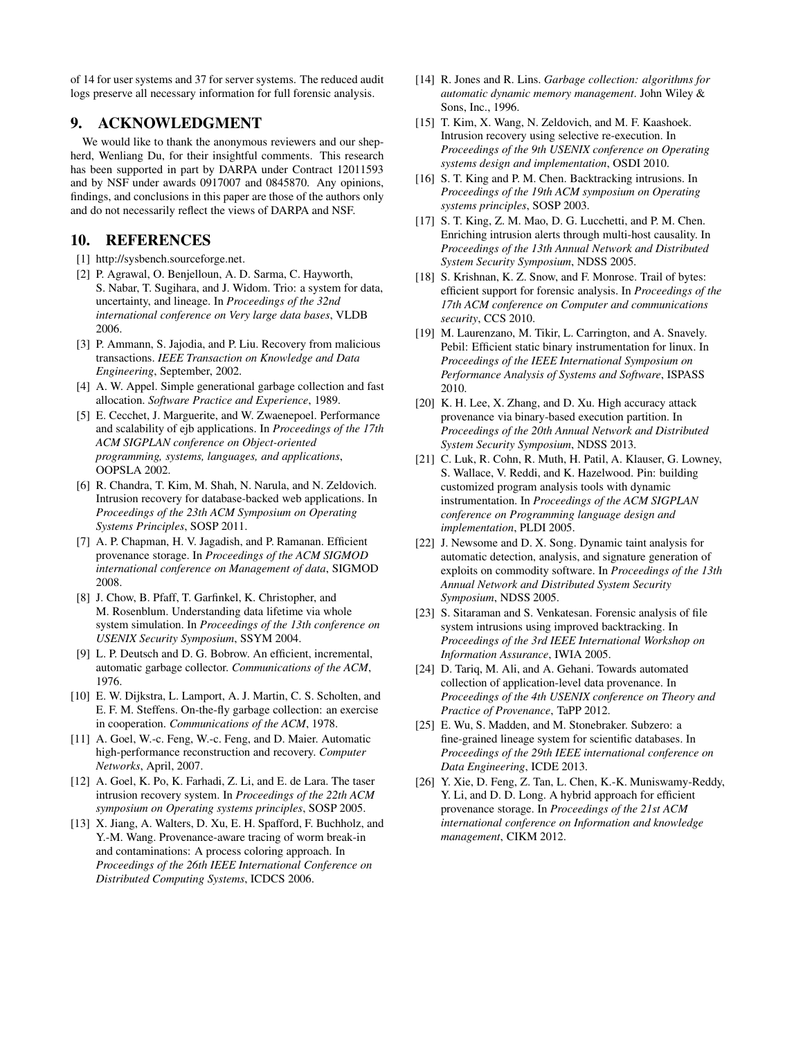of 14 for user systems and 37 for server systems. The reduced audit logs preserve all necessary information for full forensic analysis.

## 9. ACKNOWLEDGMENT

We would like to thank the anonymous reviewers and our shepherd, Wenliang Du, for their insightful comments. This research has been supported in part by DARPA under Contract 12011593 and by NSF under awards 0917007 and 0845870. Any opinions, findings, and conclusions in this paper are those of the authors only and do not necessarily reflect the views of DARPA and NSF.

## 10. REFERENCES

[1] http://sysbench.sourceforge.net.

[2] P. Agrawal, O. Benjelloun, A. D. Sarma, C. Hayworth, S. Nabar, T. Sugihara, and J. Widom. Trio: a system for data, uncertainty, and lineage. In *Proceedings of the 32nd international conference on Very large data bases*, VLDB 2006.

[3] P. Ammann, S. Jajodia, and P. Liu. Recovery from malicious transactions. *IEEE Transaction on Knowledge and Data Engineering*, September, 2002.

[4] A. W. Appel. Simple generational garbage collection and fast allocation. *Software Practice and Experience*, 1989.

[5] E. Cecchet, J. Marguerite, and W. Zwaenepoel. Performance and scalability of ejb applications. In *Proceedings of the 17th ACM SIGPLAN conference on Object-oriented programming, systems, languages, and applications*, OOPSLA 2002.

[6] R. Chandra, T. Kim, M. Shah, N. Narula, and N. Zeldovich. Intrusion recovery for database-backed web applications. In *Proceedings of the 23th ACM Symposium on Operating Systems Principles*, SOSP 2011.

[7] A. P. Chapman, H. V. Jagadish, and P. Ramanan. Efficient provenance storage. In *Proceedings of the ACM SIGMOD international conference on Management of data*, SIGMOD 2008.

[8] J. Chow, B. Pfaff, T. Garfinkel, K. Christopher, and M. Rosenblum. Understanding data lifetime via whole system simulation. In *Proceedings of the 13th conference on USENIX Security Symposium*, SSYM 2004.

[9] L. P. Deutsch and D. G. Bobrow. An efficient, incremental, automatic garbage collector. *Communications of the ACM*, 1976.

[10] E. W. Dijkstra, L. Lamport, A. J. Martin, C. S. Scholten, and E. F. M. Steffens. On-the-fly garbage collection: an exercise in cooperation. *Communications of the ACM*, 1978.

[11] A. Goel, W.-c. Feng, W.-c. Feng, and D. Maier. Automatic high-performance reconstruction and recovery. *Computer Networks*, April, 2007.

[12] A. Goel, K. Po, K. Farhadi, Z. Li, and E. de Lara. The taser intrusion recovery system. In *Proceedings of the 22th ACM symposium on Operating systems principles*, SOSP 2005.

[13] X. Jiang, A. Walters, D. Xu, E. H. Spafford, F. Buchholz, and Y.-M. Wang. Provenance-aware tracing of worm break-in and contaminations: A process coloring approach. In *Proceedings of the 26th IEEE International Conference on Distributed Computing Systems*, ICDCS 2006.

[14] R. Jones and R. Lins. *Garbage collection: algorithms for automatic dynamic memory management*. John Wiley & Sons, Inc., 1996.

[15] T. Kim, X. Wang, N. Zeldovich, and M. F. Kaashoek. Intrusion recovery using selective re-execution. In *Proceedings of the 9th USENIX conference on Operating systems design and implementation*, OSDI 2010.

[16] S. T. King and P. M. Chen. Backtracking intrusions. In *Proceedings of the 19th ACM symposium on Operating systems principles*, SOSP 2003.

[17] S. T. King, Z. M. Mao, D. G. Lucchetti, and P. M. Chen. Enriching intrusion alerts through multi-host causality. In *Proceedings of the 13th Annual Network and Distributed System Security Symposium*, NDSS 2005.

[18] S. Krishnan, K. Z. Snow, and F. Monrose. Trail of bytes: efficient support for forensic analysis. In *Proceedings of the 17th ACM conference on Computer and communications security*, CCS 2010.

[19] M. Laurenzano, M. Tikir, L. Carrington, and A. Snavely. Pebil: Efficient static binary instrumentation for linux. In *Proceedings of the IEEE International Symposium on Performance Analysis of Systems and Software*, ISPASS 2010.

[20] K. H. Lee, X. Zhang, and D. Xu. High accuracy attack provenance via binary-based execution partition. In *Proceedings of the 20th Annual Network and Distributed System Security Symposium*, NDSS 2013.

[21] C. Luk, R. Cohn, R. Muth, H. Patil, A. Klauser, G. Lowney, S. Wallace, V. Reddi, and K. Hazelwood. Pin: building customized program analysis tools with dynamic instrumentation. In *Proceedings of the ACM SIGPLAN conference on Programming language design and implementation*, PLDI 2005.

[22] J. Newsome and D. X. Song. Dynamic taint analysis for automatic detection, analysis, and signature generation of exploits on commodity software. In *Proceedings of the 13th Annual Network and Distributed System Security Symposium*, NDSS 2005.

[23] S. Sitaraman and S. Venkatesan. Forensic analysis of file system intrusions using improved backtracking. In *Proceedings of the 3rd IEEE International Workshop on Information Assurance*, IWIA 2005.

[24] D. Tariq, M. Ali, and A. Gehani. Towards automated collection of application-level data provenance. In *Proceedings of the 4th USENIX conference on Theory and Practice of Provenance*, TaPP 2012.

[25] E. Wu, S. Madden, and M. Stonebraker. Subzero: a fine-grained lineage system for scientific databases. In *Proceedings of the 29th IEEE international conference on Data Engineering*, ICDE 2013.

[26] Y. Xie, D. Feng, Z. Tan, L. Chen, K.-K. Muniswamy-Reddy, Y. Li, and D. D. Long. A hybrid approach for efficient provenance storage. In *Proceedings of the 21st ACM international conference on Information and knowledge management*, CIKM 2012.